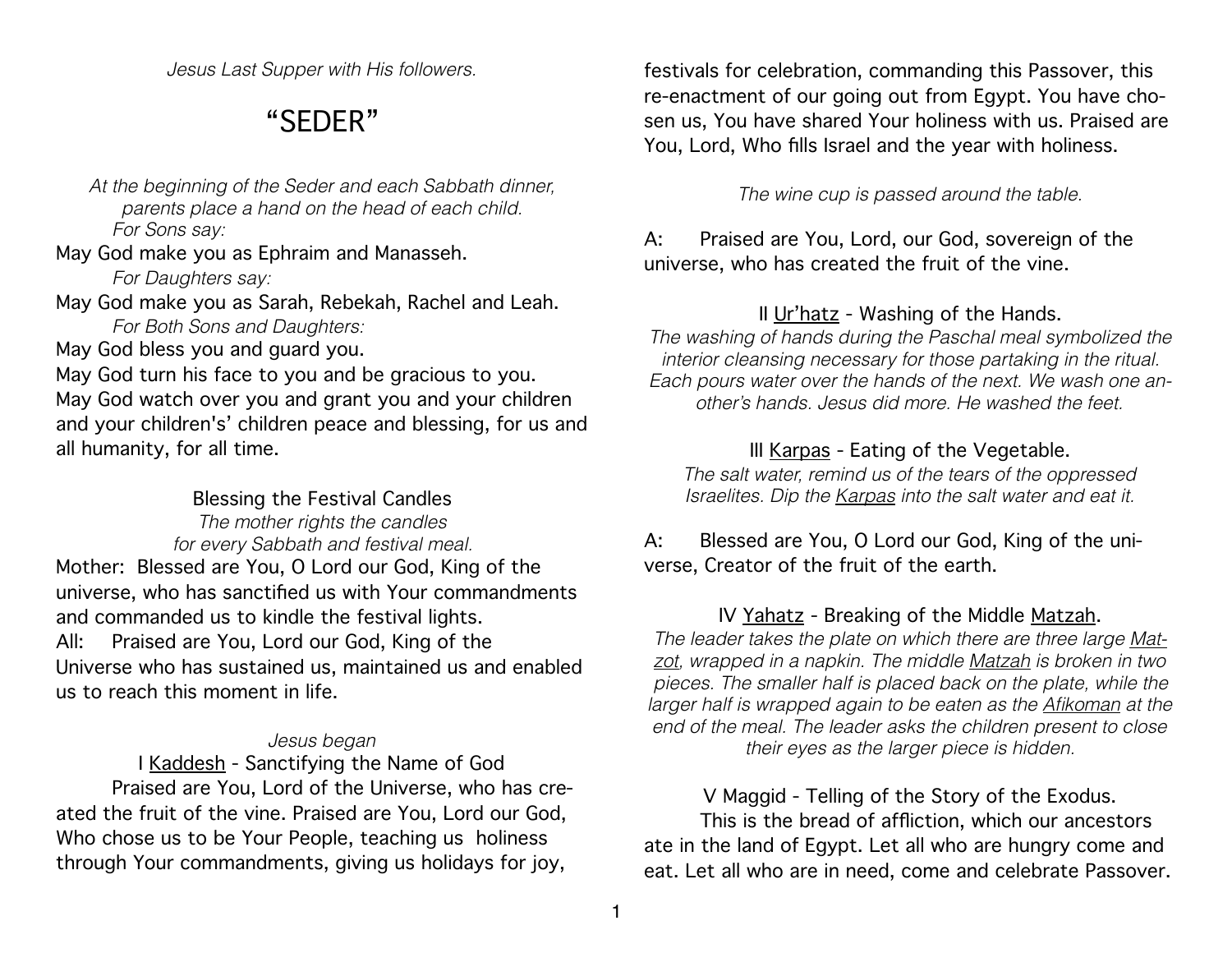*Jesus Last Supper with His followers.*

# "SEDER"

*At the beginning of the Seder and each Sabbath dinner, parents place a hand on the head of each child.*

*For Sons say:*

May God make you as Ephraim and Manasseh.

*For Daughters say:*

May God make you as Sarah, Rebekah, Rachel and Leah.

*For Both Sons and Daughters:*

May God bless you and guard you.
May God turn his face to you and be gracious to you.
May God watch over you and grant you and your children and your children's' children peace and blessing, for us and all humanity, for all time.

## Blessing the Festival Candles

*The mother rights the candles for every Sabbath and festival meal.*

Mother: Blessed are You, O Lord our God, King of the universe, who has sanctified us with Your commandments and commanded us to kindle the festival lights.

All: Praised are You, Lord our God, King of the Universe who has sustained us, maintained us and enabled us to reach this moment in life.

*Jesus began*

## I Kaddesh - Sanctifying the Name of God

Praised are You, Lord of the Universe, who has created the fruit of the vine. Praised are You, Lord our God, Who chose us to be Your People, teaching us holiness through Your commandments, giving us holidays for joy, festivals for celebration, commanding this Passover, this re-enactment of our going out from Egypt. You have chosen us, You have shared Your holiness with us. Praised are You, Lord, Who fills Israel and the year with holiness.

*The wine cup is passed around the table.*

A: Praised are You, Lord, our God, sovereign of the universe, who has created the fruit of the vine.

## II Ur'hatz - Washing of the Hands.

*The washing of hands during the Paschal meal symbolized the interior cleansing necessary for those partaking in the ritual. Each pours water over the hands of the next. We wash one another's hands. Jesus did more. He washed the feet.*

## III Karpas - Eating of the Vegetable.

*The salt water, remind us of the tears of the oppressed Israelites. Dip the Karpas into the salt water and eat it.*

A: Blessed are You, O Lord our God, King of the universe, Creator of the fruit of the earth.

## IV Yahatz - Breaking of the Middle Matzah.

*The leader takes the plate on which there are three large Matzot, wrapped in a napkin. The middle Matzah is broken in two pieces. The smaller half is placed back on the plate, while the larger half is wrapped again to be eaten as the Afikoman at the end of the meal. The leader asks the children present to close their eyes as the larger piece is hidden.*

## V Maggid - Telling of the Story of the Exodus.

This is the bread of affliction, which our ancestors ate in the land of Egypt. Let all who are hungry come and eat. Let all who are in need, come and celebrate Passover.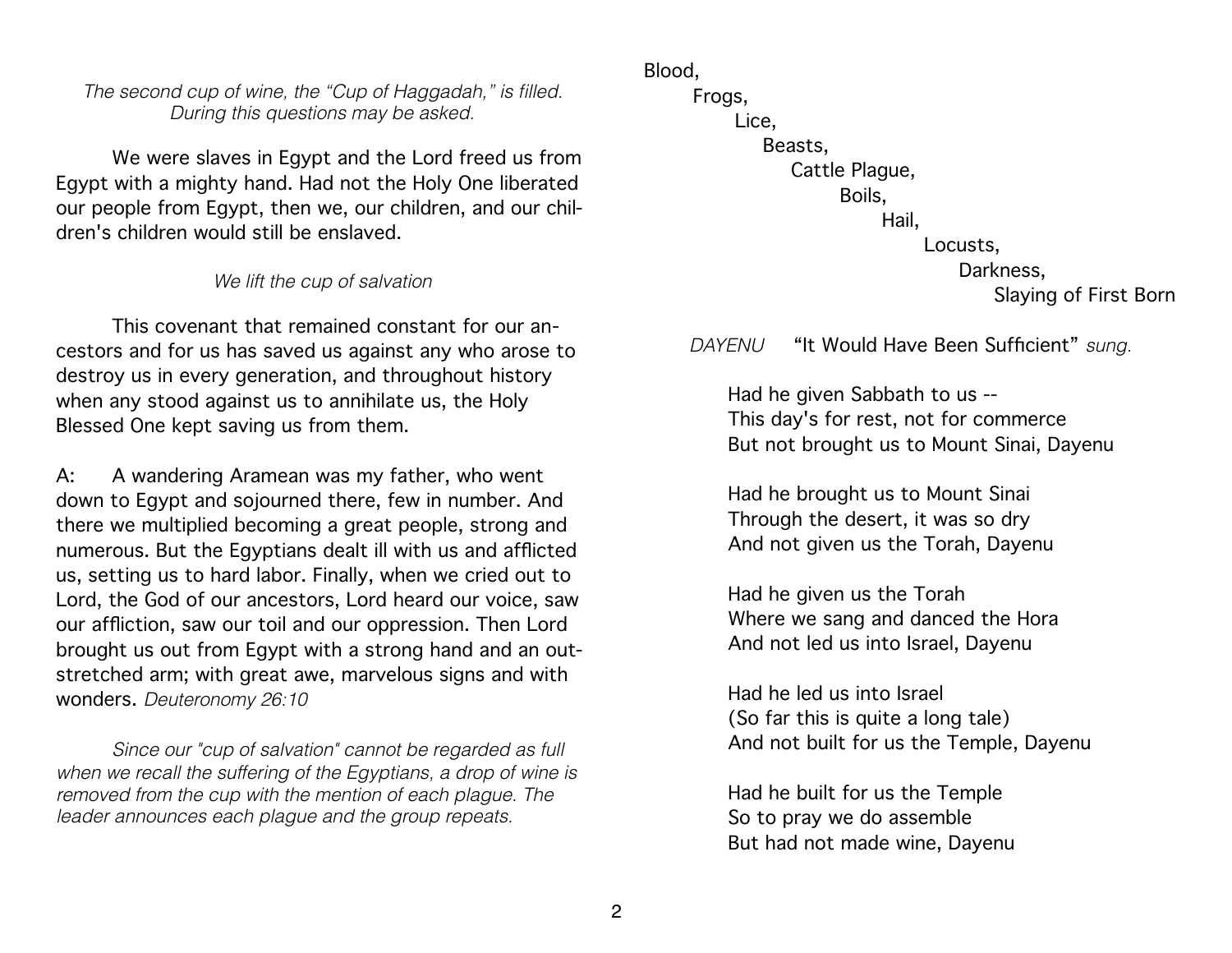*The second cup of wine, the "Cup of Haggadah," is filled. During this questions may be asked.*

We were slaves in Egypt and the Lord freed us from Egypt with a mighty hand. Had not the Holy One liberated our people from Egypt, then we, our children, and our children's children would still be enslaved.

*We lift the cup of salvation*

This covenant that remained constant for our ancestors and for us has saved us against any who arose to destroy us in every generation, and throughout history when any stood against us to annihilate us, the Holy Blessed One kept saving us from them.

A: A wandering Aramean was my father, who went down to Egypt and sojourned there, few in number. And there we multiplied becoming a great people, strong and numerous. But the Egyptians dealt ill with us and afflicted us, setting us to hard labor. Finally, when we cried out to Lord, the God of our ancestors, Lord heard our voice, saw our affliction, saw our toil and our oppression. Then Lord brought us out from Egypt with a strong hand and an outstretched arm; with great awe, marvelous signs and with wonders. *Deuteronomy 26:10*

*Since our "cup of salvation" cannot be regarded as full when we recall the suffering of the Egyptians, a drop of wine is removed from the cup with the mention of each plague. The leader announces each plague and the group repeats.*

Blood,
Frogs,
Lice,
Beasts,
Cattle Plague,
Boils,
Hail,
Locusts,
Darkness,
Slaying of First Born

*DAYENU* "It Would Have Been Sufficient" *sung.*

Had he given Sabbath to us --
This day's for rest, not for commerce
But not brought us to Mount Sinai, Dayenu

Had he brought us to Mount Sinai
Through the desert, it was so dry
And not given us the Torah, Dayenu

Had he given us the Torah
Where we sang and danced the Hora
And not led us into Israel, Dayenu

Had he led us into Israel
(So far this is quite a long tale)
And not built for us the Temple, Dayenu

Had he built for us the Temple
So to pray we do assemble
But had not made wine, Dayenu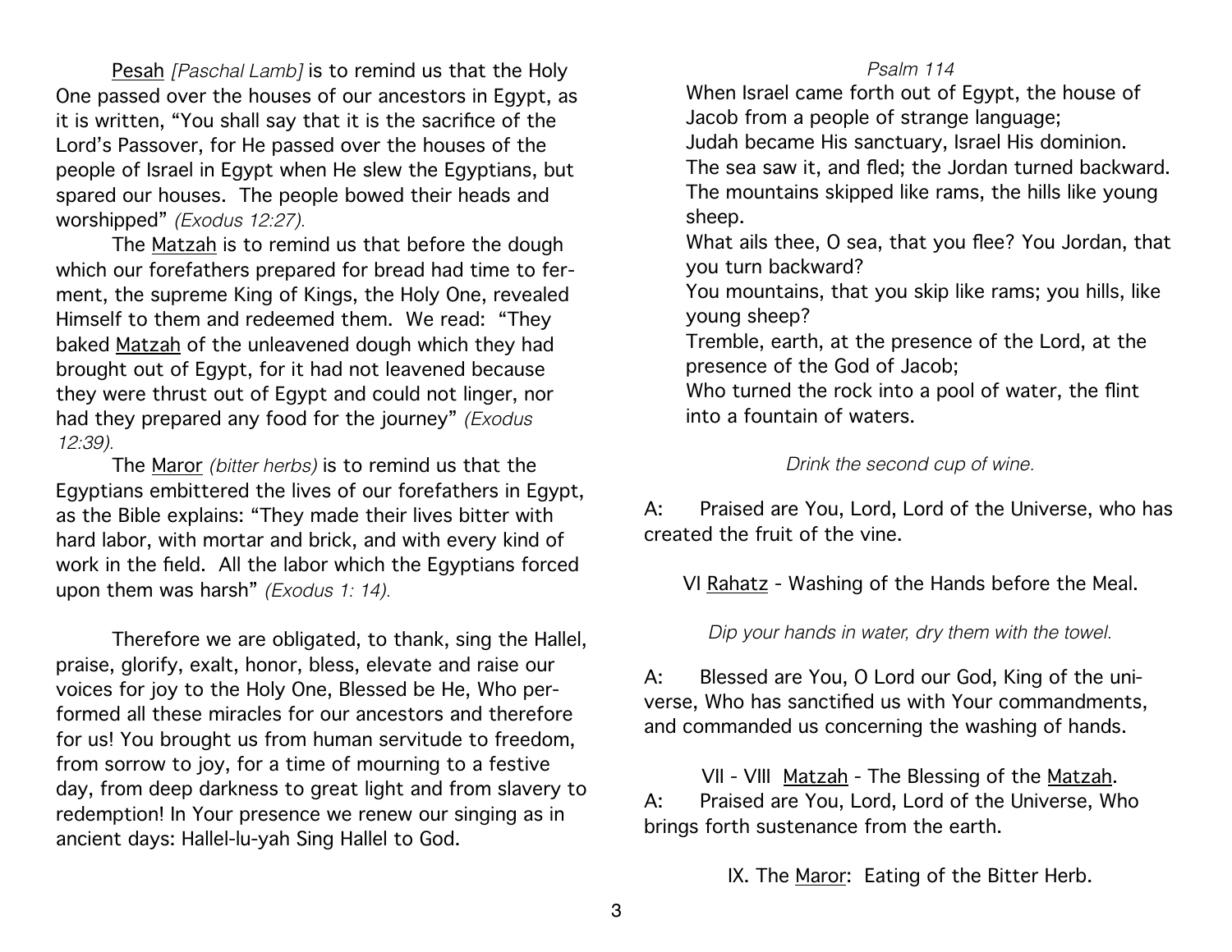Pesah *[Paschal Lamb]* is to remind us that the Holy One passed over the houses of our ancestors in Egypt, as it is written, "You shall say that it is the sacrifice of the Lord's Passover, for He passed over the houses of the people of Israel in Egypt when He slew the Egyptians, but spared our houses. The people bowed their heads and worshipped" *(Exodus 12:27).*

The Matzah is to remind us that before the dough which our forefathers prepared for bread had time to ferment, the supreme King of Kings, the Holy One, revealed Himself to them and redeemed them. We read: "They baked Matzah of the unleavened dough which they had brought out of Egypt, for it had not leavened because they were thrust out of Egypt and could not linger, nor had they prepared any food for the journey" *(Exodus 12:39).*

The Maror *(bitter herbs)* is to remind us that the Egyptians embittered the lives of our forefathers in Egypt, as the Bible explains: "They made their lives bitter with hard labor, with mortar and brick, and with every kind of work in the field. All the labor which the Egyptians forced upon them was harsh" *(Exodus 1: 14).*

Therefore we are obligated, to thank, sing the Hallel, praise, glorify, exalt, honor, bless, elevate and raise our voices for joy to the Holy One, Blessed be He, Who performed all these miracles for our ancestors and therefore for us! You brought us from human servitude to freedom, from sorrow to joy, for a time of mourning to a festive day, from deep darkness to great light and from slavery to redemption! In Your presence we renew our singing as in ancient days: Hallel-lu-yah Sing Hallel to God.

*Psalm 114*

When Israel came forth out of Egypt, the house of Jacob from a people of strange language;
Judah became His sanctuary, Israel His dominion.
The sea saw it, and fled; the Jordan turned backward.
The mountains skipped like rams, the hills like young sheep.
What ails thee, O sea, that you flee? You Jordan, that you turn backward?
You mountains, that you skip like rams; you hills, like young sheep?
Tremble, earth, at the presence of the Lord, at the presence of the God of Jacob;
Who turned the rock into a pool of water, the flint into a fountain of waters.

*Drink the second cup of wine.*

A: Praised are You, Lord, Lord of the Universe, who has created the fruit of the vine.

VI Rahatz - Washing of the Hands before the Meal.

*Dip your hands in water, dry them with the towel.*

A: Blessed are You, O Lord our God, King of the universe, Who has sanctified us with Your commandments, and commanded us concerning the washing of hands.

VII - VIII Matzah - The Blessing of the Matzah.

A: Praised are You, Lord, Lord of the Universe, Who brings forth sustenance from the earth.

IX. The Maror: Eating of the Bitter Herb.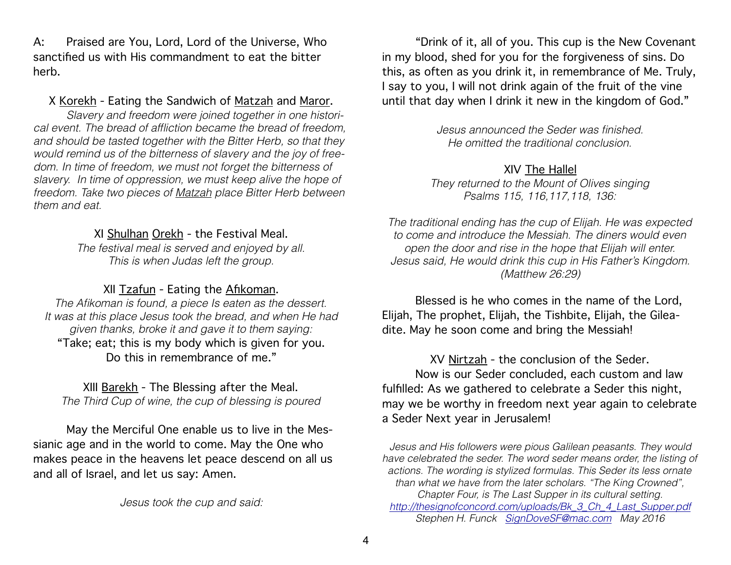A: Praised are You, Lord, Lord of the Universe, Who sanctified us with His commandment to eat the bitter herb.

### X Korekh - Eating the Sandwich of Matzah and Maror.

*Slavery and freedom were joined together in one historical event. The bread of affliction became the bread of freedom, and should be tasted together with the Bitter Herb, so that they would remind us of the bitterness of slavery and the joy of freedom. In time of freedom, we must not forget the bitterness of slavery. In time of oppression, we must keep alive the hope of freedom. Take two pieces of Matzah place Bitter Herb between them and eat.*

### XI Shulhan Orekh - the Festival Meal.

*The festival meal is served and enjoyed by all.*
*This is when Judas left the group.*

### XII Tzafun - Eating the Afikoman.

*The Afikoman is found, a piece Is eaten as the dessert.*
*It was at this place Jesus took the bread, and when He had given thanks, broke it and gave it to them saying:*

"Take; eat; this is my body which is given for you.
Do this in remembrance of me."

### XIII Barekh - The Blessing after the Meal.

*The Third Cup of wine, the cup of blessing is poured*

May the Merciful One enable us to live in the Messianic age and in the world to come. May the One who makes peace in the heavens let peace descend on all us and all of Israel, and let us say: Amen.

*Jesus took the cup and said:*

"Drink of it, all of you. This cup is the New Covenant in my blood, shed for you for the forgiveness of sins. Do this, as often as you drink it, in remembrance of Me. Truly, I say to you, I will not drink again of the fruit of the vine until that day when I drink it new in the kingdom of God."

*Jesus announced the Seder was finished.*
*He omitted the traditional conclusion.*

### XIV The Hallel

*They returned to the Mount of Olives singing*
*Psalms 115, 116,117,118, 136:*

*The traditional ending has the cup of Elijah. He was expected to come and introduce the Messiah. The diners would even open the door and rise in the hope that Elijah will enter. Jesus said, He would drink this cup in His Father's Kingdom. (Matthew 26:29)*

Blessed is he who comes in the name of the Lord, Elijah, The prophet, Elijah, the Tishbite, Elijah, the Gileadite. May he soon come and bring the Messiah!

### XV Nirtzah - the conclusion of the Seder.

Now is our Seder concluded, each custom and law fulfilled: As we gathered to celebrate a Seder this night, may we be worthy in freedom next year again to celebrate a Seder Next year in Jerusalem!

*Jesus and His followers were pious Galilean peasants. They would have celebrated the seder. The word seder means order, the listing of actions. The wording is stylized formulas. This Seder its less ornate than what we have from the later scholars. "The King Crowned", Chapter Four, is The Last Supper in its cultural setting.*
*http://thesignofconcord.com/uploads/Bk_3_Ch_4_Last_Supper.pdf*
*Stephen H. Funck SignDoveSF@mac.com May 2016*